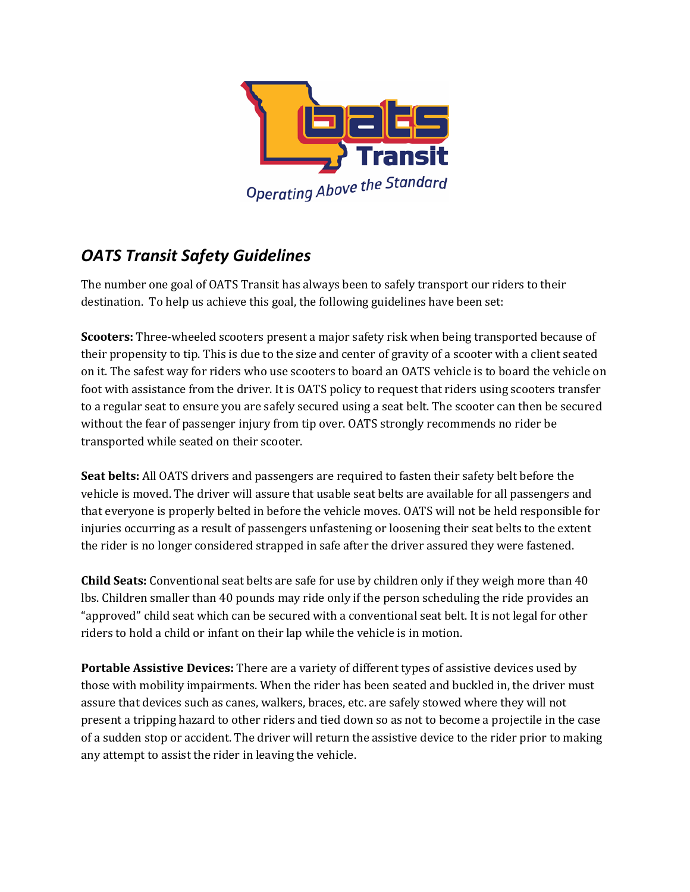## *OATS Transit Safety Guidelines*

The number one goal of OATS Transit has always been to safely transport our riders to their destination. To help us achieve this goal, the following guidelines have been set:

**Scooters:** Three-wheeled scooters present a major safety risk when being transported because of their propensity to tip. This is due to the size and center of gravity of a scooter with a client seated on it. The safest way for riders who use scooters to board an OATS vehicle is to board the vehicle on foot with assistance from the driver. It is OATS policy to request that riders using scooters transfer to a regular seat to ensure you are safely secured using a seat belt. The scooter can then be secured without the fear of passenger injury from tip over. OATS strongly recommends no rider be transported while seated on their scooter.

**Seat belts:** All OATS drivers and passengers are required to fasten their safety belt before the vehicle is moved. The driver will assure that usable seat belts are available for all passengers and that everyone is properly belted in before the vehicle moves. OATS will not be held responsible for injuries occurring as a result of passengers unfastening or loosening their seat belts to the extent the rider is no longer considered strapped in safe after the driver assured they were fastened.

**Child Seats:** Conventional seat belts are safe for use by children only if they weigh more than 40 lbs. Children smaller than 40 pounds may ride only if the person scheduling the ride provides an "approved" child seat which can be secured with a conventional seat belt. It is not legal for other riders to hold a child or infant on their lap while the vehicle is in motion.

**Portable Assistive Devices:** There are a variety of different types of assistive devices used by those with mobility impairments. When the rider has been seated and buckled in, the driver must assure that devices such as canes, walkers, braces, etc. are safely stowed where they will not present a tripping hazard to other riders and tied down so as not to become a projectile in the case of a sudden stop or accident. The driver will return the assistive device to the rider prior to making any attempt to assist the rider in leaving the vehicle.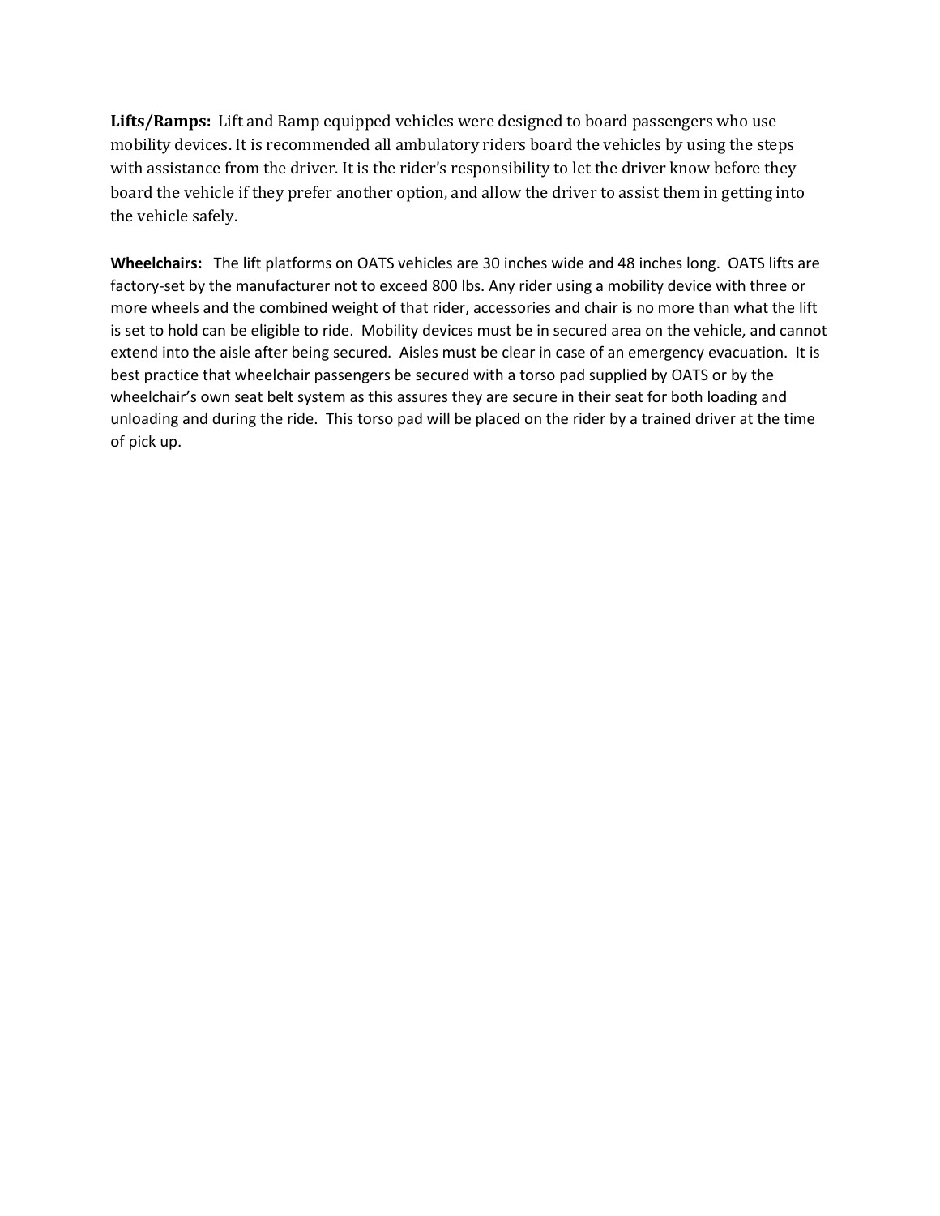**Lifts/Ramps:** Lift and Ramp equipped vehicles were designed to board passengers who use mobility devices. It is recommended all ambulatory riders board the vehicles by using the steps with assistance from the driver. It is the rider's responsibility to let the driver know before they board the vehicle if they prefer another option, and allow the driver to assist them in getting into the vehicle safely.

**Wheelchairs:** The lift platforms on OATS vehicles are 30 inches wide and 48 inches long. OATS lifts are factory-set by the manufacturer not to exceed 800 lbs. Any rider using a mobility device with three or more wheels and the combined weight of that rider, accessories and chair is no more than what the lift is set to hold can be eligible to ride. Mobility devices must be in secured area on the vehicle, and cannot extend into the aisle after being secured. Aisles must be clear in case of an emergency evacuation. It is best practice that wheelchair passengers be secured with a torso pad supplied by OATS or by the wheelchair's own seat belt system as this assures they are secure in their seat for both loading and unloading and during the ride. This torso pad will be placed on the rider by a trained driver at the time of pick up.